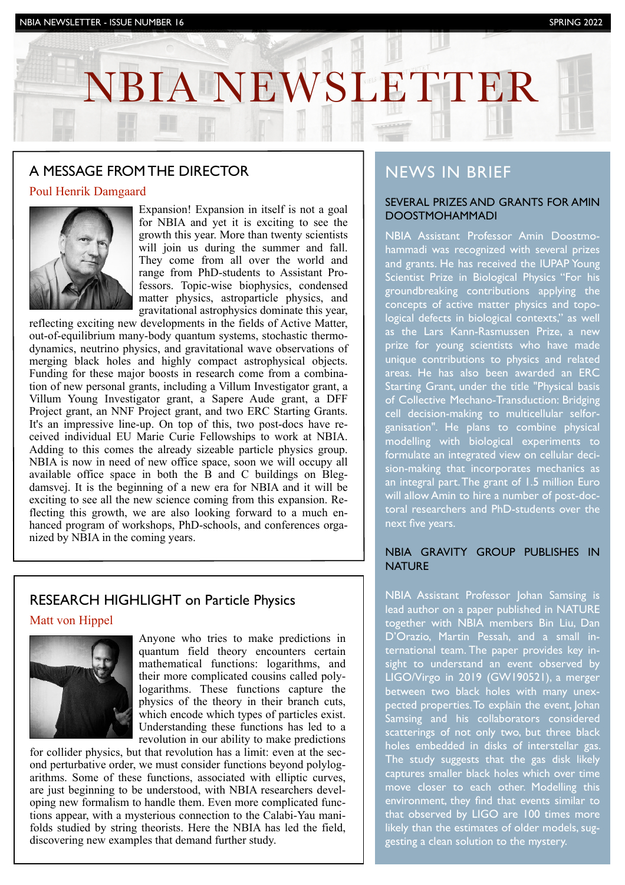# NBIA NEWSLETTER

## A MESSAGE FROM THE DIRECTOR

Poul Henrik Damgaard

Expansion! Expansion in itself is not a goal for NBIA and yet it is exciting to see the growth this year. More than twenty scientists will join us during the summer and fall. They come from all over the world and range from PhD-students to Assistant Professors. Topic-wise biophysics, condensed matter physics, astroparticle physics, and gravitational astrophysics dominate this year, reflecting exciting new developments in the fields of Active Matter, out-of-equilibrium many-body quantum systems, stochastic thermodynamics, neutrino physics, and gravitational wave observations of merging black holes and highly compact astrophysical objects. Funding for these major boosts in research come from a combination of new personal grants, including a Villum Investigator grant, a Villum Young Investigator grant, a Sapere Aude grant, a DFF Project grant, an NNF Project grant, and two ERC Starting Grants. It's an impressive line-up. On top of this, two post-docs have received individual EU Marie Curie Fellowships to work at NBIA. Adding to this comes the already sizeable particle physics group. NBIA is now in need of new office space, soon we will occupy all available office space in both the B and C buildings on Blegdamsvej. It is the beginning of a new era for NBIA and it will be exciting to see all the new science coming from this expansion. Reflecting this growth, we are also looking forward to a much enhanced program of workshops, PhD-schools, and conferences organized by NBIA in the coming years.

## RESEARCH HIGHLIGHT on Particle Physics

Matt von Hippel

Anyone who tries to make predictions in quantum field theory encounters certain mathematical functions: logarithms, and their more complicated cousins called polylogarithms. These functions capture the physics of the theory in their branch cuts, which encode which types of particles exist. Understanding these functions has led to a revolution in our ability to make predictions for collider physics, but that revolution has a limit: even at the second perturbative order, we must consider functions beyond polylogarithms. Some of these functions, associated with elliptic curves, are just beginning to be understood, with NBIA researchers developing new formalism to handle them. Even more complicated functions appear, with a mysterious connection to the Calabi-Yau manifolds studied by string theorists. Here the NBIA has led the field, discovering new examples that demand further study.

## NEWS IN BRIEF

### SEVERAL PRIZES AND GRANTS FOR AMIN DOOSTMOHAMMADI

NBIA Assistant Professor Amin Doostmohammadi was recognized with several prizes and grants. He has received the IUPAP Young Scientist Prize in Biological Physics "For his groundbreaking contributions applying the concepts of active matter physics and topological defects in biological contexts," as well as the Lars Kann-Rasmussen Prize, a new prize for young scientists who have made unique contributions to physics and related areas. He has also been awarded an ERC Starting Grant, under the title "Physical basis of Collective Mechano-Transduction: Bridging cell decision-making to multicellular selforganisation". He plans to combine physical modelling with biological experiments to formulate an integrated view on cellular decision-making that incorporates mechanics as an integral part. The grant of 1.5 million Euro will allow Amin to hire a number of post-doctoral researchers and PhD-students over the next five years.

### NBIA GRAVITY GROUP PUBLISHES IN NATURE

NBIA Assistant Professor Johan Samsing is lead author on a paper published in NATURE together with NBIA members Bin Liu, Dan D'Orazio, Martin Pessah, and a small international team. The paper provides key insight to understand an event observed by LIGO/Virgo in 2019 (GW190521), a merger between two black holes with many unexpected properties. To explain the event, Johan Samsing and his collaborators considered scatterings of not only two, but three black holes embedded in disks of interstellar gas. The study suggests that the gas disk likely captures smaller black holes which over time move closer to each other. Modelling this environment, they find that events similar to that observed by LIGO are 100 times more likely than the estimates of older models, suggesting a clean solution to the mystery.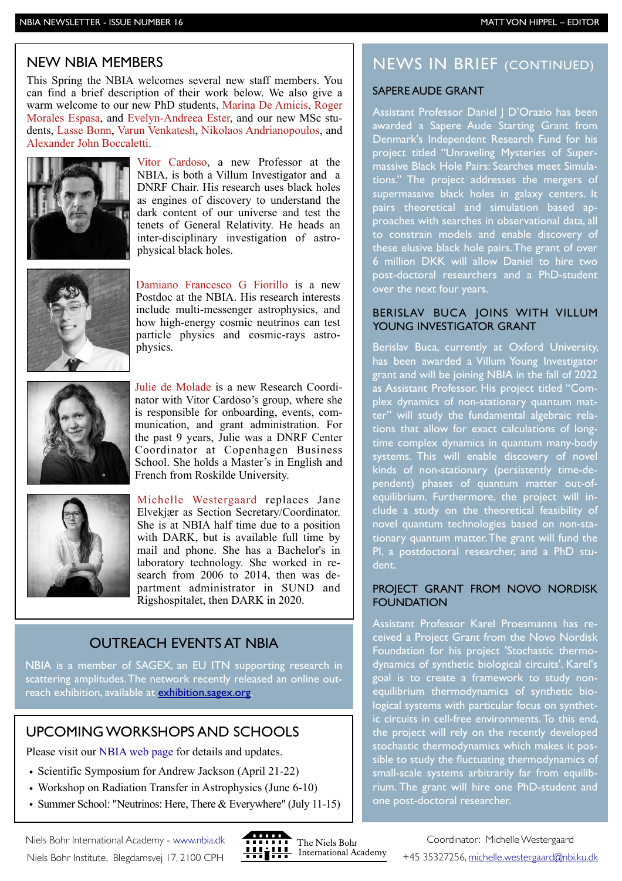## NEW NBIA MEMBERS

This Spring the NBIA welcomes several new staff members. You can find a brief description of their work below. We also give a warm welcome to our new PhD students, Marina De Amicis, Roger Morales Espasa, and Evelyn-Andreea Ester, and our new MSc students, Lasse Bonn, Varun Venkatesh, Nikolaos Andrianopoulos, and Alexander John Boccaletti.

Vitor Cardoso, a new Professor at the NBIA, is both a Villum Investigator and a DNRF Chair. His research uses black holes as engines of discovery to understand the dark content of our universe and test the tenets of General Relativity. He heads an inter-disciplinary investigation of astrophysical black holes.

Damiano Francesco G Fiorillo is a new Postdoc at the NBIA. His research interests include multi-messenger astrophysics, and how high-energy cosmic neutrinos can test particle physics and cosmic-rays astrophysics.

Julie de Molade is a new Research Coordinator with Vitor Cardoso's group, where she is responsible for onboarding, events, communication, and grant administration. For the past 9 years, Julie was a DNRF Center Coordinator at Copenhagen Business School. She holds a Master's in English and French from Roskilde University.

Michelle Westergaard replaces Jane Elvekjær as Section Secretary/Coordinator. She is at NBIA half time due to a position with DARK, but is available full time by mail and phone. She has a Bachelor's in laboratory technology. She worked in research from 2006 to 2014, then was department administrator in SUND and Rigshospitalet, then DARK in 2020.

## OUTREACH EVENTS AT NBIA

NBIA is a member of SAGEX, an EU ITN supporting research in scattering amplitudes. The network recently released an online outreach exhibition, available at exhibition.sagex.org.

## UPCOMING WORKSHOPS AND SCHOOLS

Please visit our NBIA web page for details and updates.

- Scientific Symposium for Andrew Jackson (April 21-22)
- Workshop on Radiation Transfer in Astrophysics (June 6-10)
- Summer School: "Neutrinos: Here, There & Everywhere" (July 11-15)

## NEWS IN BRIEF (CONTINUED)

### SAPERE AUDE GRANT

Assistant Professor Daniel J D'Orazio has been awarded a Sapere Aude Starting Grant from Denmark's Independent Research Fund for his project titled "Unraveling Mysteries of Supermassive Black Hole Pairs: Searches meet Simulations." The project addresses the mergers of supermassive black holes in galaxy centers. It pairs theoretical and simulation based approaches with searches in observational data, all to constrain models and enable discovery of these elusive black hole pairs. The grant of over 6 million DKK will allow Daniel to hire two post-doctoral researchers and a PhD-student over the next four years.

### BERISLAV BUCA JOINS WITH VILLUM YOUNG INVESTIGATOR GRANT

Berislav Buca, currently at Oxford University, has been awarded a Villum Young Investigator grant and will be joining NBIA in the fall of 2022 as Assistant Professor. His project titled "Complex dynamics of non-stationary quantum matter" will study the fundamental algebraic relations that allow for exact calculations of long-time complex dynamics in quantum many-body systems. This will enable discovery of novel kinds of non-stationary (persistently time-dependent) phases of quantum matter out-of-equilibrium. Furthermore, the project will include a study on the theoretical feasibility of novel quantum technologies based on non-stationary quantum matter. The grant will fund the PI, a postdoctoral researcher, and a PhD student.

### PROJECT GRANT FROM NOVO NORDISK FOUNDATION

Assistant Professor Karel Proesmanns has received a Project Grant from the Novo Nordisk Foundation for his project 'Stochastic thermodynamics of synthetic biological circuits'. Karel's goal is to create a framework to study non-equilibrium thermodynamics of synthetic biological systems with particular focus on synthetic circuits in cell-free environments. To this end, the project will rely on the recently developed stochastic thermodynamics which makes it possible to study the fluctuating thermodynamics of small-scale systems arbitrarily far from equilibrium. The grant will hire one PhD-student and one post-doctoral researcher.

Niels Bohr International Academy - www.nbia.dk
Niels Bohr Institute, Blegdamsvej 17, 2100 CPH

The Niels Bohr International Academy

Coordinator: Michelle Westergaard
+45 35327256, michelle.westergaard@nbi.ku.dk